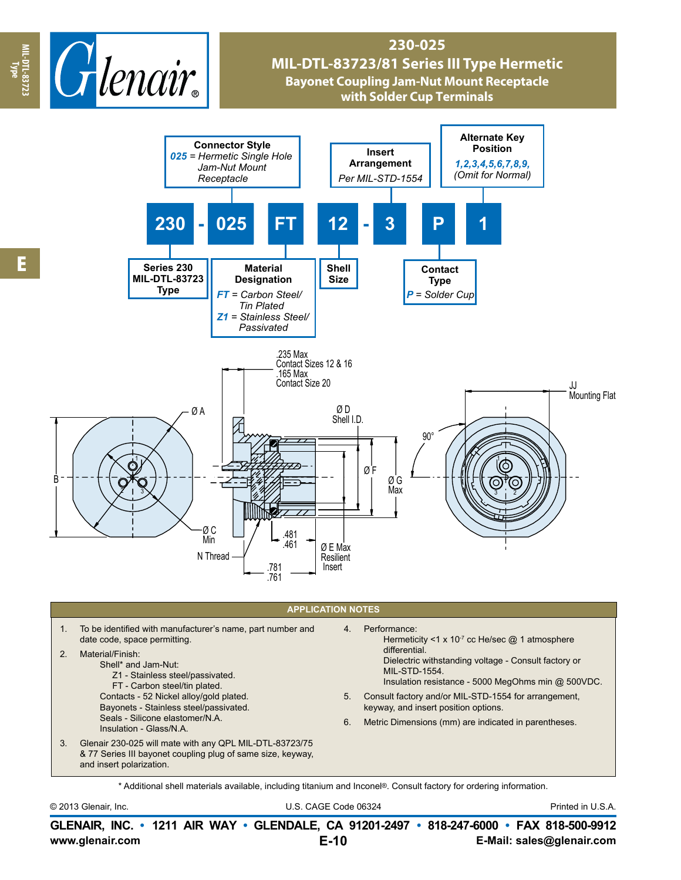# 230-025

## MIL-DTL-83723/81 Series III Type Hermetic

### Bayonet Coupling Jam-Nut Mount Receptacle with Solder Cup Terminals

**230 - 025 FT 12 - 3 P 1**

- **Series 230 MIL-DTL-83723 Type** (230)
- **Connector Style** (025): *025* = *Hermetic Single Hole Jam-Nut Mount Receptacle*
- **Material Designation** (FT):
  - *FT* = *Carbon Steel/ Tin Plated*
  - *Z1* = *Stainless Steel/ Passivated*
- **Shell Size** (12)
- **Insert Arrangement** (3): *Per MIL-STD-1554*
- **Contact Type** (P): *P* = *Solder Cup*
- **Alternate Key Position** (1): *1,2,3,4,5,6,7,8,9,* *(Omit for Normal)*

.235 Max Contact Sizes 12 & 16
.165 Max Contact Size 20

Ø A, B, Ø C Min, N Thread, Ø D Shell I.D., Ø E Max Resilient Insert, Ø F, Ø G Max, JJ Mounting Flat, 90°

.481 / .461
.781 / .761

## APPLICATION NOTES

1. To be identified with manufacturer's name, part number and date code, space permitting.
2. Material/Finish:
   - Shell* and Jam-Nut:
     - Z1 - Stainless steel/passivated.
     - FT - Carbon steel/tin plated.
   - Contacts - 52 Nickel alloy/gold plated.
   - Bayonets - Stainless steel/passivated.
   - Seals - Silicone elastomer/N.A.
   - Insulation - Glass/N.A.
3. Glenair 230-025 will mate with any QPL MIL-DTL-83723/75 & 77 Series III bayonet coupling plug of same size, keyway, and insert polarization.
4. Performance:
   - Hermeticity <1 x $10^{-7}$ cc He/sec @ 1 atmosphere differential.
   - Dielectric withstanding voltage - Consult factory or MIL-STD-1554.
   - Insulation resistance - 5000 MegOhms min @ 500VDC.
5. Consult factory and/or MIL-STD-1554 for arrangement, keyway, and insert position options.
6. Metric Dimensions (mm) are indicated in parentheses.

\* Additional shell materials available, including titanium and Inconel®. Consult factory for ordering information.

© 2013 Glenair, Inc. U.S. CAGE Code 06324 Printed in U.S.A.

**GLENAIR, INC. • 1211 AIR WAY • GLENDALE, CA 91201-2497 • 818-247-6000 • FAX 818-500-9912**
**www.glenair.com** **E-Mail: sales@glenair.com**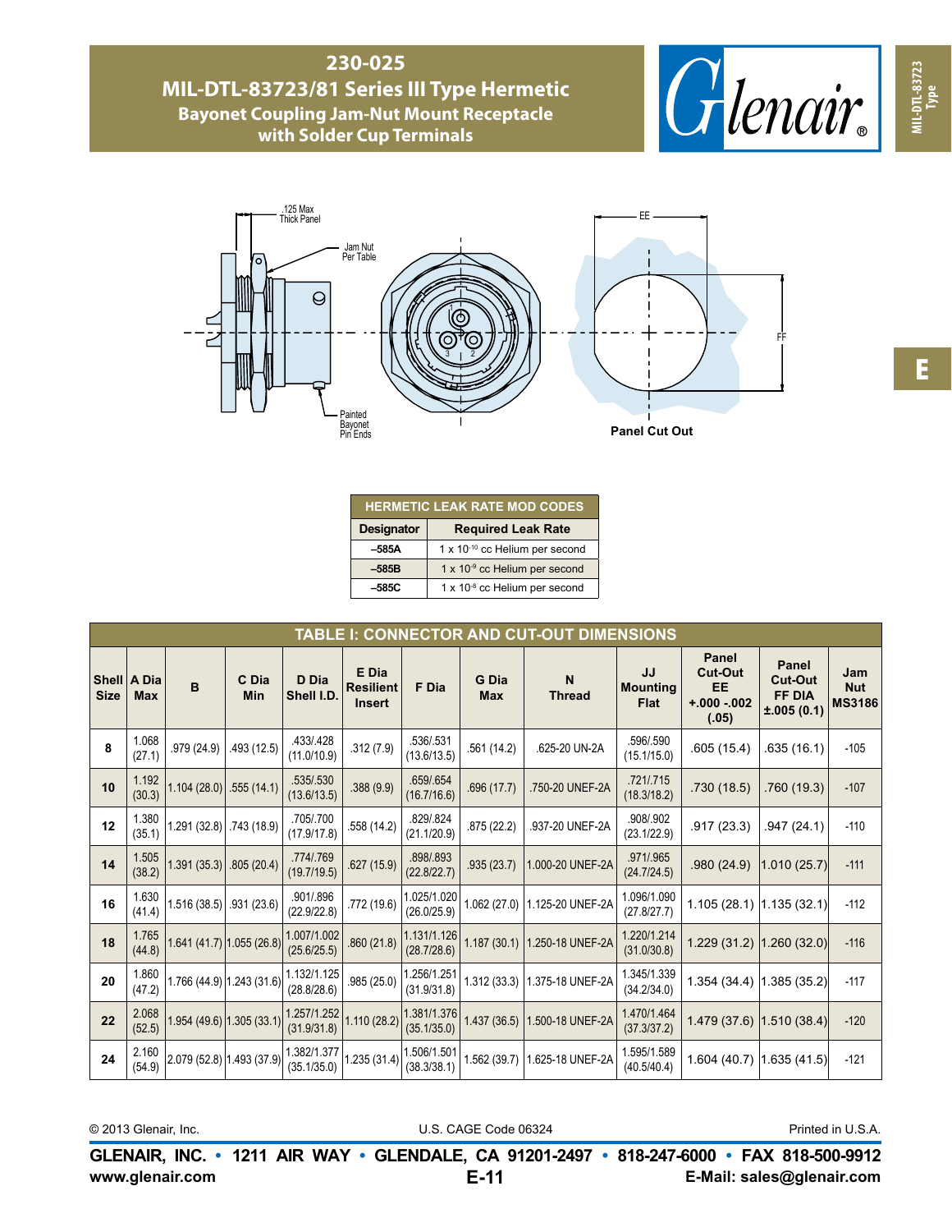# 230-025
## MIL-DTL-83723/81 Series III Type Hermetic
### Bayonet Coupling Jam-Nut Mount Receptacle with Solder Cup Terminals

.125 Max Thick Panel

Jam Nut Per Table

Painted Bayonet Pin Ends

EE

FF

Panel Cut Out

| HERMETIC LEAK RATE MOD CODES | |
|---|---|
| **Designator** | **Required Leak Rate** |
| –585A | 1 x $10^{-10}$ cc Helium per second |
| –585B | 1 x $10^{-9}$ cc Helium per second |
| –585C | 1 x $10^{-8}$ cc Helium per second |

**TABLE I: CONNECTOR AND CUT-OUT DIMENSIONS**

| Shell Size | A Dia Max | B | C Dia Min | D Dia Shell I.D. | E Dia Resilient Insert | F Dia | G Dia Max | N Thread | JJ Mounting Flat | Panel Cut-Out EE +.000 -.002 (.05) | Panel Cut-Out FF DIA ±.005 (0.1) | Jam Nut MS3186 |
|---|---|---|---|---|---|---|---|---|---|---|---|---|
| 8 | 1.068 (27.1) | .979 (24.9) | .493 (12.5) | .433/.428 (11.0/10.9) | .312 (7.9) | .536/.531 (13.6/13.5) | .561 (14.2) | .625-20 UN-2A | .596/.590 (15.1/15.0) | .605 (15.4) | .635 (16.1) | -105 |
| 10 | 1.192 (30.3) | 1.104 (28.0) | .555 (14.1) | .535/.530 (13.6/13.5) | .388 (9.9) | .659/.654 (16.7/16.6) | .696 (17.7) | .750-20 UNEF-2A | .721/.715 (18.3/18.2) | .730 (18.5) | .760 (19.3) | -107 |
| 12 | 1.380 (35.1) | 1.291 (32.8) | .743 (18.9) | .705/.700 (17.9/17.8) | .558 (14.2) | .829/.824 (21.1/20.9) | .875 (22.2) | .937-20 UNEF-2A | .908/.902 (23.1/22.9) | .917 (23.3) | .947 (24.1) | -110 |
| 14 | 1.505 (38.2) | 1.391 (35.3) | .805 (20.4) | .774/.769 (19.7/19.5) | .627 (15.9) | .898/.893 (22.8/22.7) | .935 (23.7) | 1.000-20 UNEF-2A | .971/.965 (24.7/24.5) | .980 (24.9) | 1.010 (25.7) | -111 |
| 16 | 1.630 (41.4) | 1.516 (38.5) | .931 (23.6) | .901/.896 (22.9/22.8) | .772 (19.6) | 1.025/1.020 (26.0/25.9) | 1.062 (27.0) | 1.125-20 UNEF-2A | 1.096/1.090 (27.8/27.7) | 1.105 (28.1) | 1.135 (32.1) | -112 |
| 18 | 1.765 (44.8) | 1.641 (41.7) | 1.055 (26.8) | 1.007/1.002 (25.6/25.5) | .860 (21.8) | 1.131/1.126 (28.7/28.6) | 1.187 (30.1) | 1.250-18 UNEF-2A | 1.220/1.214 (31.0/30.8) | 1.229 (31.2) | 1.260 (32.0) | -116 |
| 20 | 1.860 (47.2) | 1.766 (44.9) | 1.243 (31.6) | 1.132/1.125 (28.8/28.6) | .985 (25.0) | 1.256/1.251 (31.9/31.8) | 1.312 (33.3) | 1.375-18 UNEF-2A | 1.345/1.339 (34.2/34.0) | 1.354 (34.4) | 1.385 (35.2) | -117 |
| 22 | 2.068 (52.5) | 1.954 (49.6) | 1.305 (33.1) | 1.257/1.252 (31.9/31.8) | 1.110 (28.2) | 1.381/1.376 (35.1/35.0) | 1.437 (36.5) | 1.500-18 UNEF-2A | 1.470/1.464 (37.3/37.2) | 1.479 (37.6) | 1.510 (38.4) | -120 |
| 24 | 2.160 (54.9) | 2.079 (52.8) | 1.493 (37.9) | 1.382/1.377 (35.1/35.0) | 1.235 (31.4) | 1.506/1.501 (38.3/38.1) | 1.562 (39.7) | 1.625-18 UNEF-2A | 1.595/1.589 (40.5/40.4) | 1.604 (40.7) | 1.635 (41.5) | -121 |

© 2013 Glenair, Inc. U.S. CAGE Code 06324 Printed in U.S.A.

**GLENAIR, INC. • 1211 AIR WAY • GLENDALE, CA 91201-2497 • 818-247-6000 • FAX 818-500-9912**
**www.glenair.com E-Mail: sales@glenair.com**